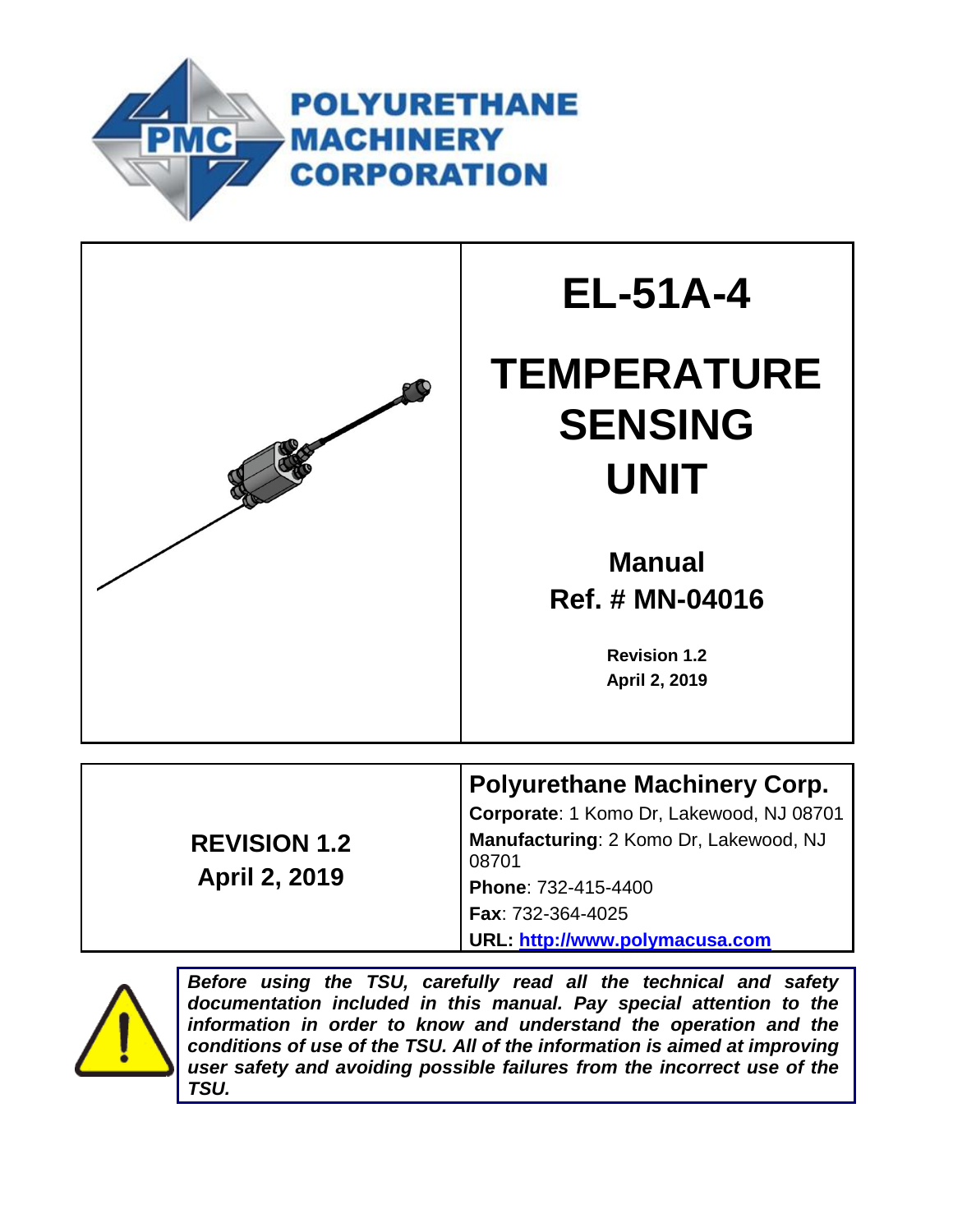**POLYURETHANE MACHINERY CORPORATION**

# EL-51A-4

# TEMPERATURE SENSING UNIT

**Manual**
**Ref. # MN-04016**

**Revision 1.2**
**April 2, 2019**

**REVISION 1.2**
**April 2, 2019**

**Polyurethane Machinery Corp.**

**Corporate**: 1 Komo Dr, Lakewood, NJ 08701

**Manufacturing**: 2 Komo Dr, Lakewood, NJ 08701

**Phone**: 732-415-4400

**Fax**: 732-364-4025

**URL: http://www.polymacusa.com**

***Before using the TSU, carefully read all the technical and safety documentation included in this manual. Pay special attention to the information in order to know and understand the operation and the conditions of use of the TSU. All of the information is aimed at improving user safety and avoiding possible failures from the incorrect use of the TSU.***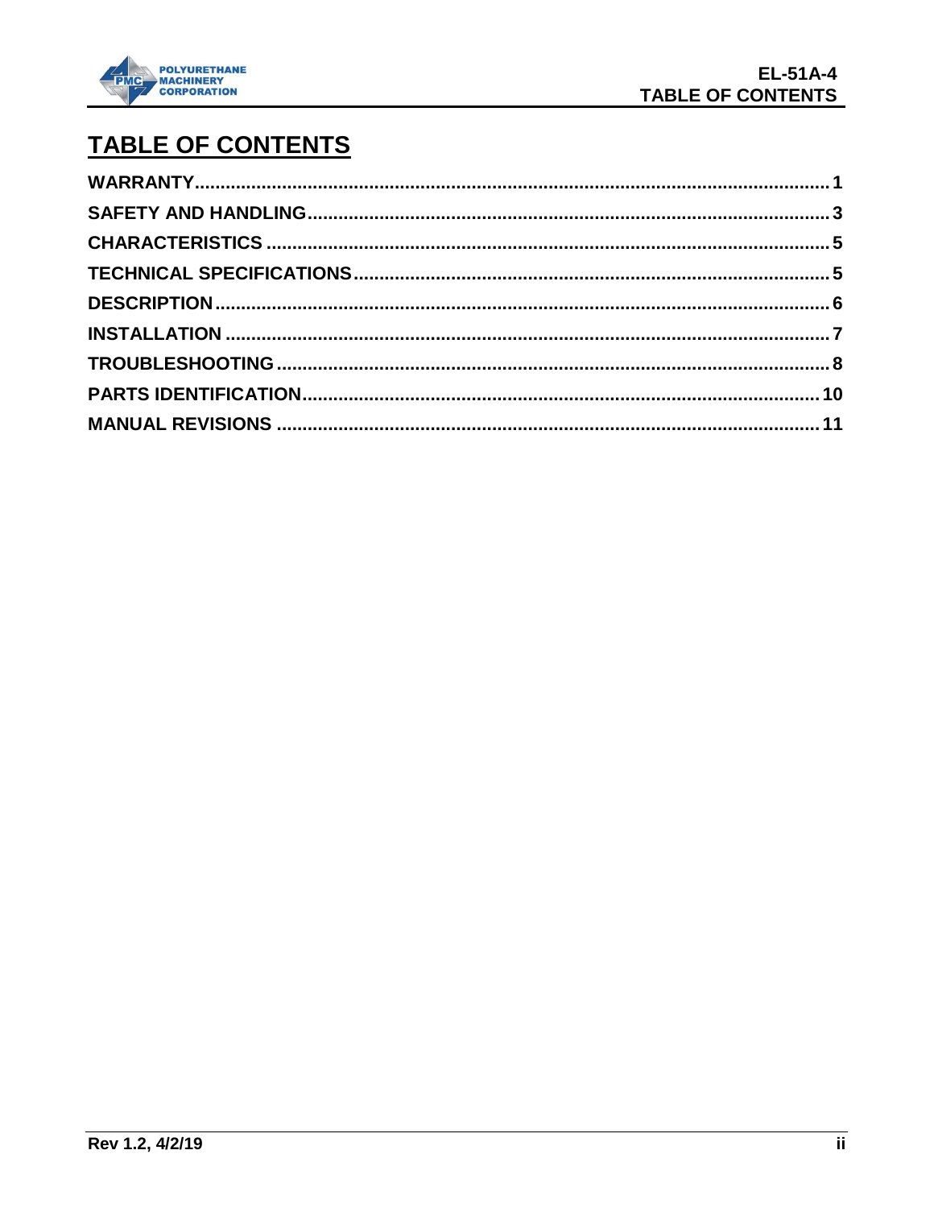# TABLE OF CONTENTS

| | |
|---|---|
| **WARRANTY** | **1** |
| **SAFETY AND HANDLING** | **3** |
| **CHARACTERISTICS** | **5** |
| **TECHNICAL SPECIFICATIONS** | **5** |
| **DESCRIPTION** | **6** |
| **INSTALLATION** | **7** |
| **TROUBLESHOOTING** | **8** |
| **PARTS IDENTIFICATION** | **10** |
| **MANUAL REVISIONS** | **11** |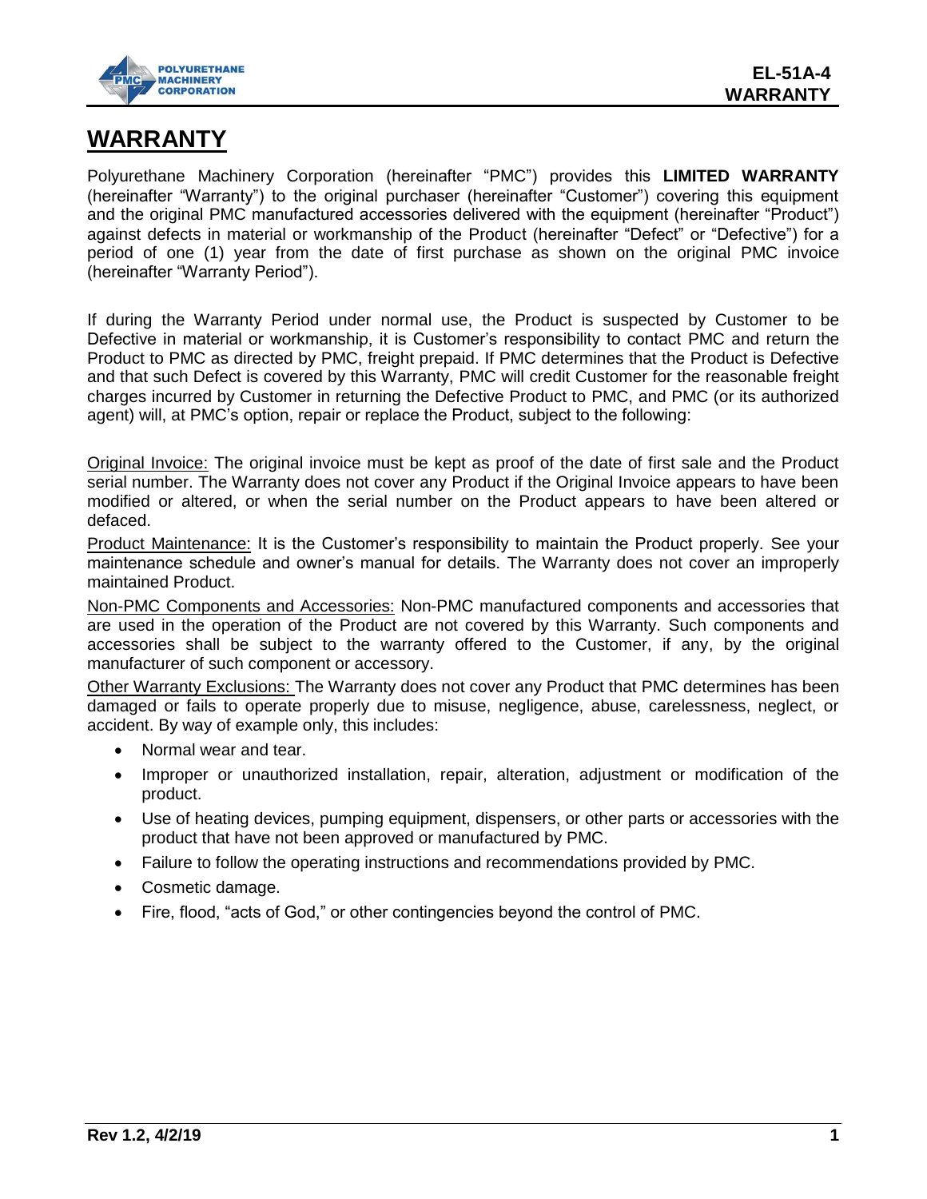# WARRANTY

Polyurethane Machinery Corporation (hereinafter "PMC") provides this **LIMITED WARRANTY** (hereinafter "Warranty") to the original purchaser (hereinafter "Customer") covering this equipment and the original PMC manufactured accessories delivered with the equipment (hereinafter "Product") against defects in material or workmanship of the Product (hereinafter "Defect" or "Defective") for a period of one (1) year from the date of first purchase as shown on the original PMC invoice (hereinafter "Warranty Period").

If during the Warranty Period under normal use, the Product is suspected by Customer to be Defective in material or workmanship, it is Customer's responsibility to contact PMC and return the Product to PMC as directed by PMC, freight prepaid. If PMC determines that the Product is Defective and that such Defect is covered by this Warranty, PMC will credit Customer for the reasonable freight charges incurred by Customer in returning the Defective Product to PMC, and PMC (or its authorized agent) will, at PMC's option, repair or replace the Product, subject to the following:

<u>Original Invoice:</u> The original invoice must be kept as proof of the date of first sale and the Product serial number. The Warranty does not cover any Product if the Original Invoice appears to have been modified or altered, or when the serial number on the Product appears to have been altered or defaced.

<u>Product Maintenance:</u> It is the Customer's responsibility to maintain the Product properly. See your maintenance schedule and owner's manual for details. The Warranty does not cover an improperly maintained Product.

<u>Non-PMC Components and Accessories:</u> Non-PMC manufactured components and accessories that are used in the operation of the Product are not covered by this Warranty. Such components and accessories shall be subject to the warranty offered to the Customer, if any, by the original manufacturer of such component or accessory.

<u>Other Warranty Exclusions:</u> The Warranty does not cover any Product that PMC determines has been damaged or fails to operate properly due to misuse, negligence, abuse, carelessness, neglect, or accident. By way of example only, this includes:

- Normal wear and tear.
- Improper or unauthorized installation, repair, alteration, adjustment or modification of the product.
- Use of heating devices, pumping equipment, dispensers, or other parts or accessories with the product that have not been approved or manufactured by PMC.
- Failure to follow the operating instructions and recommendations provided by PMC.
- Cosmetic damage.
- Fire, flood, "acts of God," or other contingencies beyond the control of PMC.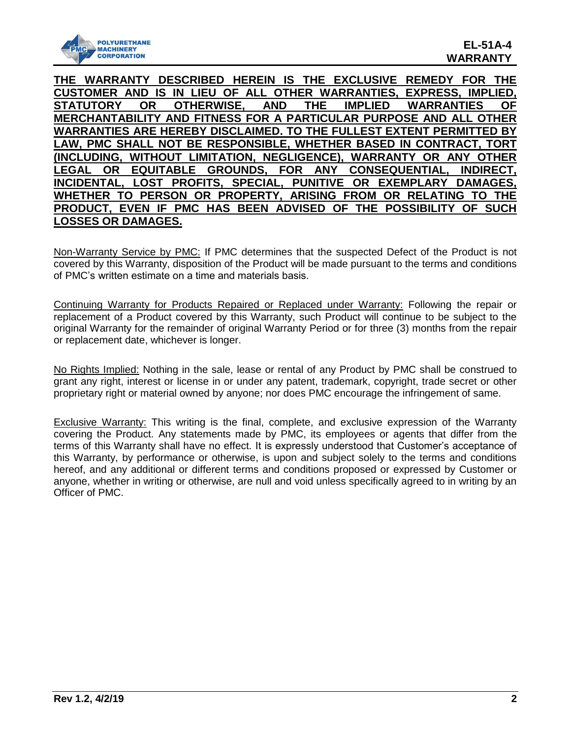**THE WARRANTY DESCRIBED HEREIN IS THE EXCLUSIVE REMEDY FOR THE CUSTOMER AND IS IN LIEU OF ALL OTHER WARRANTIES, EXPRESS, IMPLIED, STATUTORY OR OTHERWISE, AND THE IMPLIED WARRANTIES OF MERCHANTABILITY AND FITNESS FOR A PARTICULAR PURPOSE AND ALL OTHER WARRANTIES ARE HEREBY DISCLAIMED. TO THE FULLEST EXTENT PERMITTED BY LAW, PMC SHALL NOT BE RESPONSIBLE, WHETHER BASED IN CONTRACT, TORT (INCLUDING, WITHOUT LIMITATION, NEGLIGENCE), WARRANTY OR ANY OTHER LEGAL OR EQUITABLE GROUNDS, FOR ANY CONSEQUENTIAL, INDIRECT, INCIDENTAL, LOST PROFITS, SPECIAL, PUNITIVE OR EXEMPLARY DAMAGES, WHETHER TO PERSON OR PROPERTY, ARISING FROM OR RELATING TO THE PRODUCT, EVEN IF PMC HAS BEEN ADVISED OF THE POSSIBILITY OF SUCH LOSSES OR DAMAGES.**

Non-Warranty Service by PMC: If PMC determines that the suspected Defect of the Product is not covered by this Warranty, disposition of the Product will be made pursuant to the terms and conditions of PMC's written estimate on a time and materials basis.

Continuing Warranty for Products Repaired or Replaced under Warranty: Following the repair or replacement of a Product covered by this Warranty, such Product will continue to be subject to the original Warranty for the remainder of original Warranty Period or for three (3) months from the repair or replacement date, whichever is longer.

No Rights Implied: Nothing in the sale, lease or rental of any Product by PMC shall be construed to grant any right, interest or license in or under any patent, trademark, copyright, trade secret or other proprietary right or material owned by anyone; nor does PMC encourage the infringement of same.

Exclusive Warranty: This writing is the final, complete, and exclusive expression of the Warranty covering the Product. Any statements made by PMC, its employees or agents that differ from the terms of this Warranty shall have no effect. It is expressly understood that Customer's acceptance of this Warranty, by performance or otherwise, is upon and subject solely to the terms and conditions hereof, and any additional or different terms and conditions proposed or expressed by Customer or anyone, whether in writing or otherwise, are null and void unless specifically agreed to in writing by an Officer of PMC.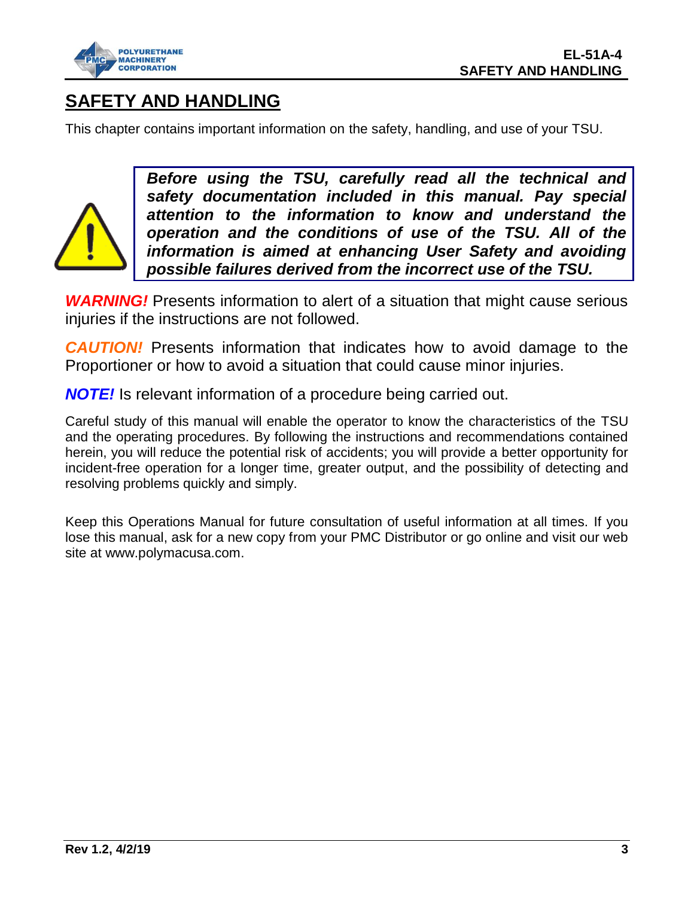# SAFETY AND HANDLING

This chapter contains important information on the safety, handling, and use of your TSU.

> ***Before using the TSU, carefully read all the technical and safety documentation included in this manual. Pay special attention to the information to know and understand the operation and the conditions of use of the TSU. All of the information is aimed at enhancing User Safety and avoiding possible failures derived from the incorrect use of the TSU.***

***WARNING!*** Presents information to alert of a situation that might cause serious injuries if the instructions are not followed.

***CAUTION!*** Presents information that indicates how to avoid damage to the Proportioner or how to avoid a situation that could cause minor injuries.

***NOTE!*** Is relevant information of a procedure being carried out.

Careful study of this manual will enable the operator to know the characteristics of the TSU and the operating procedures. By following the instructions and recommendations contained herein, you will reduce the potential risk of accidents; you will provide a better opportunity for incident-free operation for a longer time, greater output, and the possibility of detecting and resolving problems quickly and simply.

Keep this Operations Manual for future consultation of useful information at all times. If you lose this manual, ask for a new copy from your PMC Distributor or go online and visit our web site at www.polymacusa.com.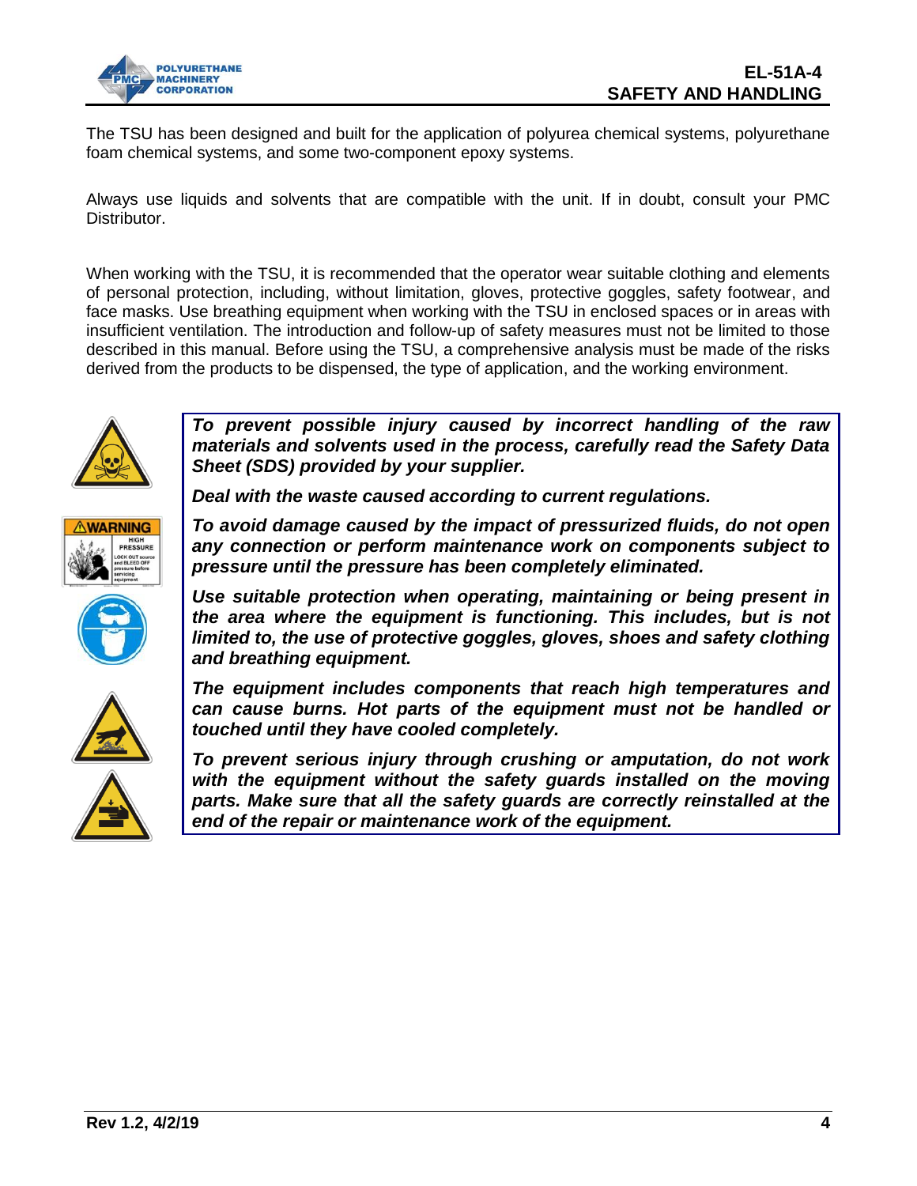The TSU has been designed and built for the application of polyurea chemical systems, polyurethane foam chemical systems, and some two-component epoxy systems.

Always use liquids and solvents that are compatible with the unit. If in doubt, consult your PMC Distributor.

When working with the TSU, it is recommended that the operator wear suitable clothing and elements of personal protection, including, without limitation, gloves, protective goggles, safety footwear, and face masks. Use breathing equipment when working with the TSU in enclosed spaces or in areas with insufficient ventilation. The introduction and follow-up of safety measures must not be limited to those described in this manual. Before using the TSU, a comprehensive analysis must be made of the risks derived from the products to be dispensed, the type of application, and the working environment.

***To prevent possible injury caused by incorrect handling of the raw materials and solvents used in the process, carefully read the Safety Data Sheet (SDS) provided by your supplier.***

***Deal with the waste caused according to current regulations.***

***To avoid damage caused by the impact of pressurized fluids, do not open any connection or perform maintenance work on components subject to pressure until the pressure has been completely eliminated.***

***Use suitable protection when operating, maintaining or being present in the area where the equipment is functioning. This includes, but is not limited to, the use of protective goggles, gloves, shoes and safety clothing and breathing equipment.***

***The equipment includes components that reach high temperatures and can cause burns. Hot parts of the equipment must not be handled or touched until they have cooled completely.***

***To prevent serious injury through crushing or amputation, do not work with the equipment without the safety guards installed on the moving parts. Make sure that all the safety guards are correctly reinstalled at the end of the repair or maintenance work of the equipment.***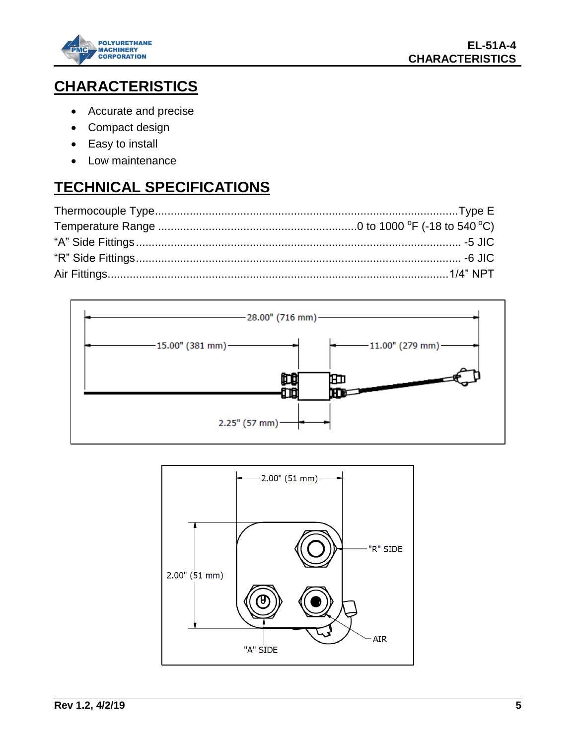# CHARACTERISTICS

- Accurate and precise
- Compact design
- Easy to install
- Low maintenance

# TECHNICAL SPECIFICATIONS

| Specification | Value |
|---|---|
| Thermocouple Type | Type E |
| Temperature Range | 0 to 1000 °F (-18 to 540 °C) |
| "A" Side Fittings | -5 JIC |
| "R" Side Fittings | -6 JIC |
| Air Fittings | 1/4" NPT |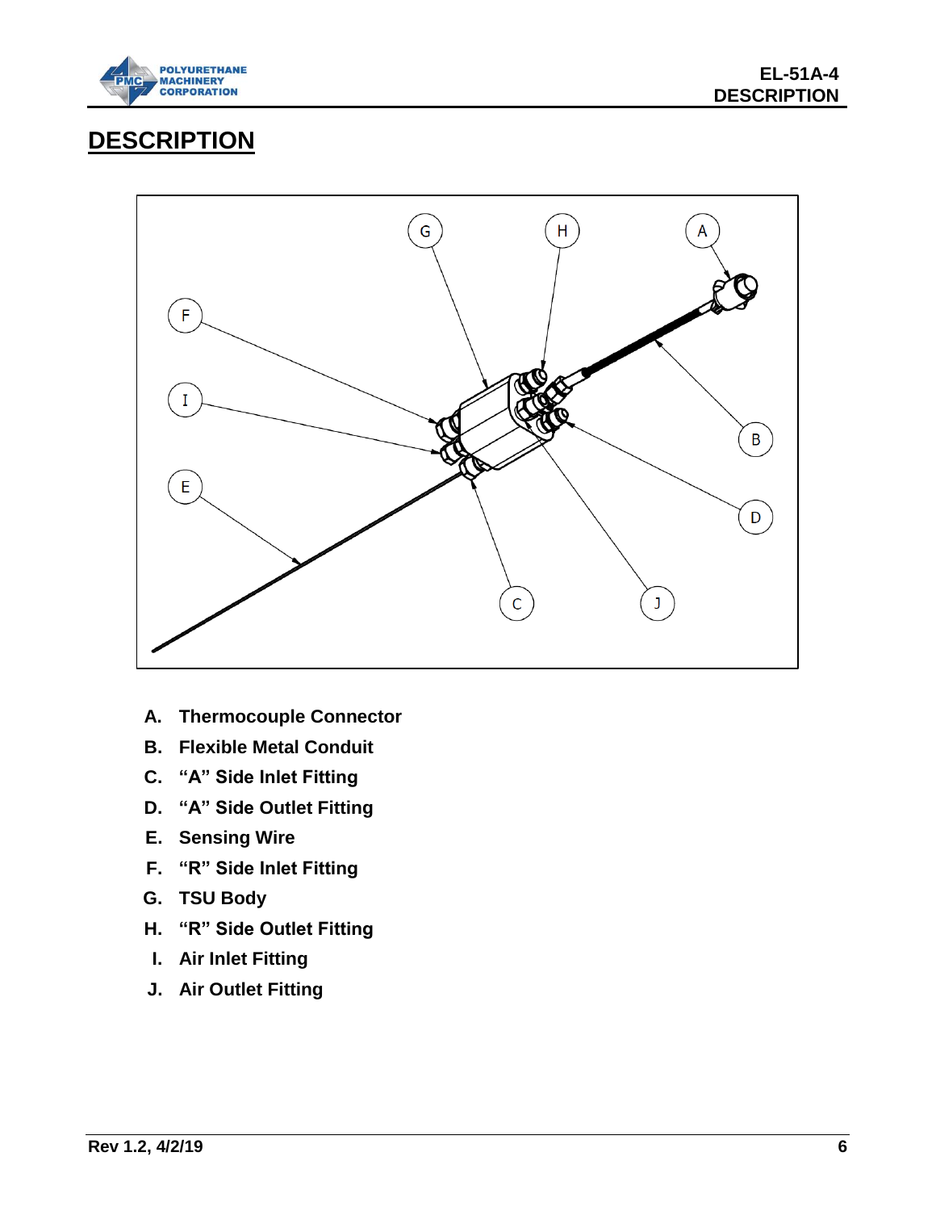# DESCRIPTION

A. **Thermocouple Connector**
B. **Flexible Metal Conduit**
C. **“A” Side Inlet Fitting**
D. **“A” Side Outlet Fitting**
E. **Sensing Wire**
F. **“R” Side Inlet Fitting**
G. **TSU Body**
H. **“R” Side Outlet Fitting**
I. **Air Inlet Fitting**
J. **Air Outlet Fitting**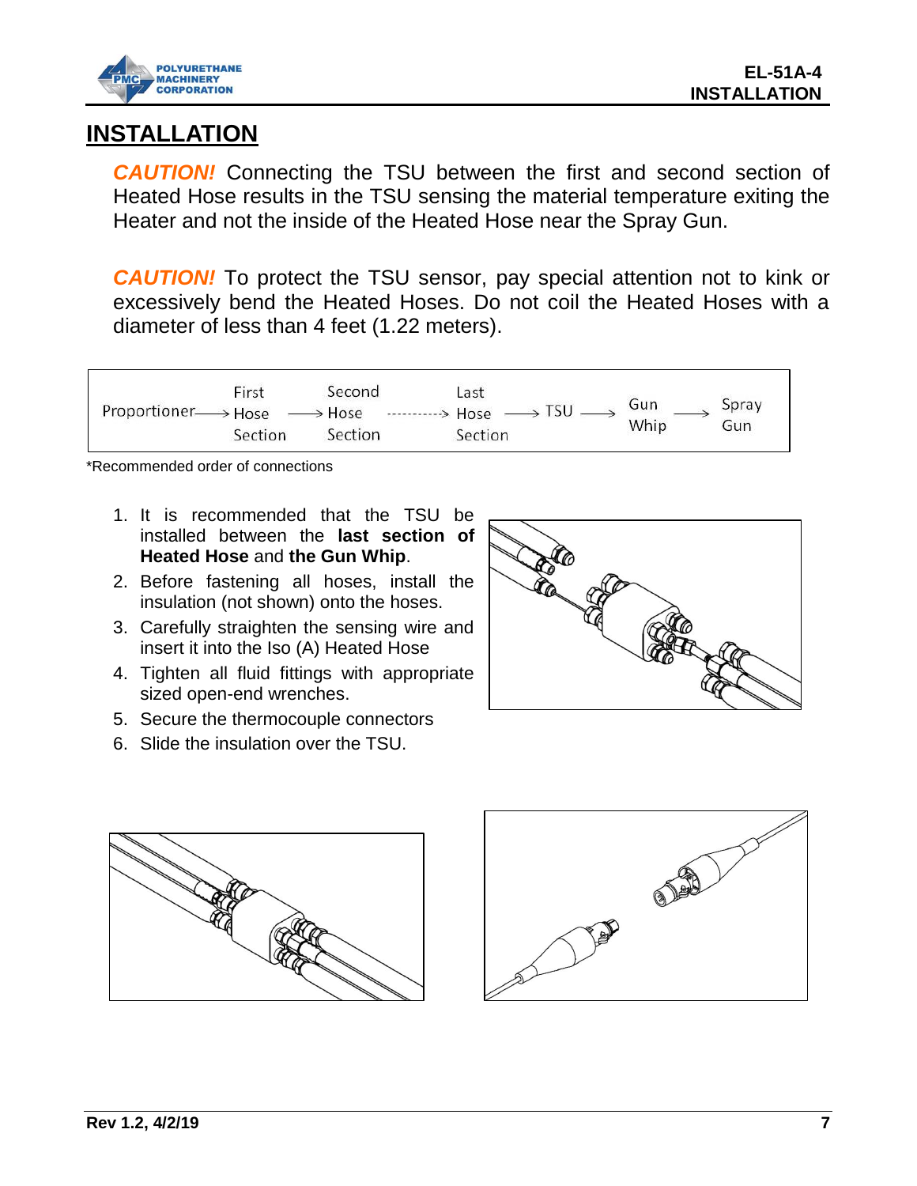# INSTALLATION

***CAUTION!*** Connecting the TSU between the first and second section of Heated Hose results in the TSU sensing the material temperature exiting the Heater and not the inside of the Heated Hose near the Spray Gun.

***CAUTION!*** To protect the TSU sensor, pay special attention not to kink or excessively bend the Heated Hoses. Do not coil the Heated Hoses with a diameter of less than 4 feet (1.22 meters).

Proportioner → First Hose Section → Second Hose Section ----------> Last Hose Section → TSU → Gun Whip → Spray Gun

*Recommended order of connections

1. It is recommended that the TSU be installed between the **last section of Heated Hose** and **the Gun Whip**.
2. Before fastening all hoses, install the insulation (not shown) onto the hoses.
3. Carefully straighten the sensing wire and insert it into the Iso (A) Heated Hose
4. Tighten all fluid fittings with appropriate sized open-end wrenches.
5. Secure the thermocouple connectors
6. Slide the insulation over the TSU.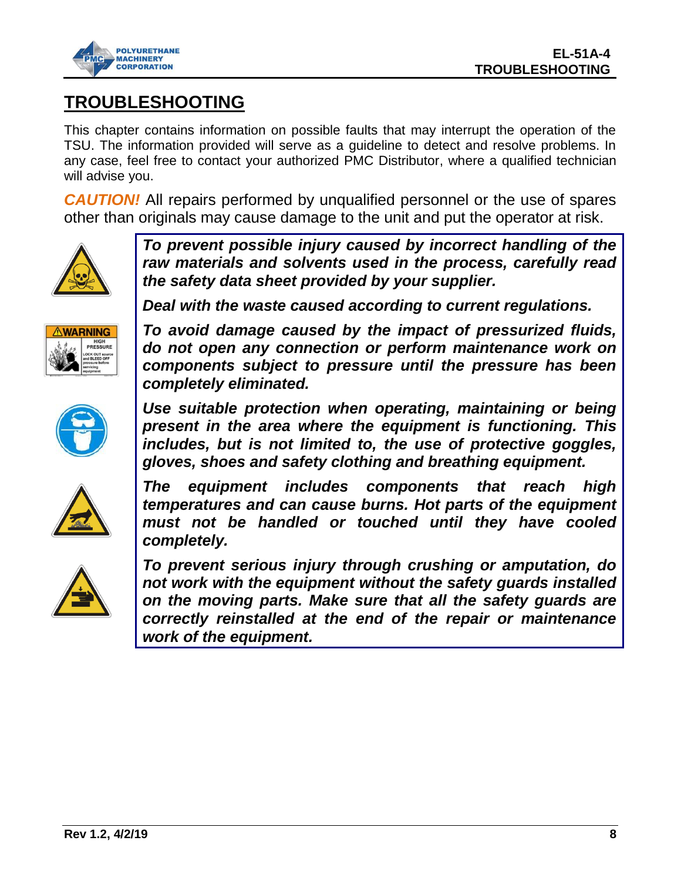# TROUBLESHOOTING

This chapter contains information on possible faults that may interrupt the operation of the TSU. The information provided will serve as a guideline to detect and resolve problems. In any case, feel free to contact your authorized PMC Distributor, where a qualified technician will advise you.

***CAUTION!*** All repairs performed by unqualified personnel or the use of spares other than originals may cause damage to the unit and put the operator at risk.

***To prevent possible injury caused by incorrect handling of the raw materials and solvents used in the process, carefully read the safety data sheet provided by your supplier.***

***Deal with the waste caused according to current regulations.***

***To avoid damage caused by the impact of pressurized fluids, do not open any connection or perform maintenance work on components subject to pressure until the pressure has been completely eliminated.***

***Use suitable protection when operating, maintaining or being present in the area where the equipment is functioning. This includes, but is not limited to, the use of protective goggles, gloves, shoes and safety clothing and breathing equipment.***

***The equipment includes components that reach high temperatures and can cause burns. Hot parts of the equipment must not be handled or touched until they have cooled completely.***

***To prevent serious injury through crushing or amputation, do not work with the equipment without the safety guards installed on the moving parts. Make sure that all the safety guards are correctly reinstalled at the end of the repair or maintenance work of the equipment.***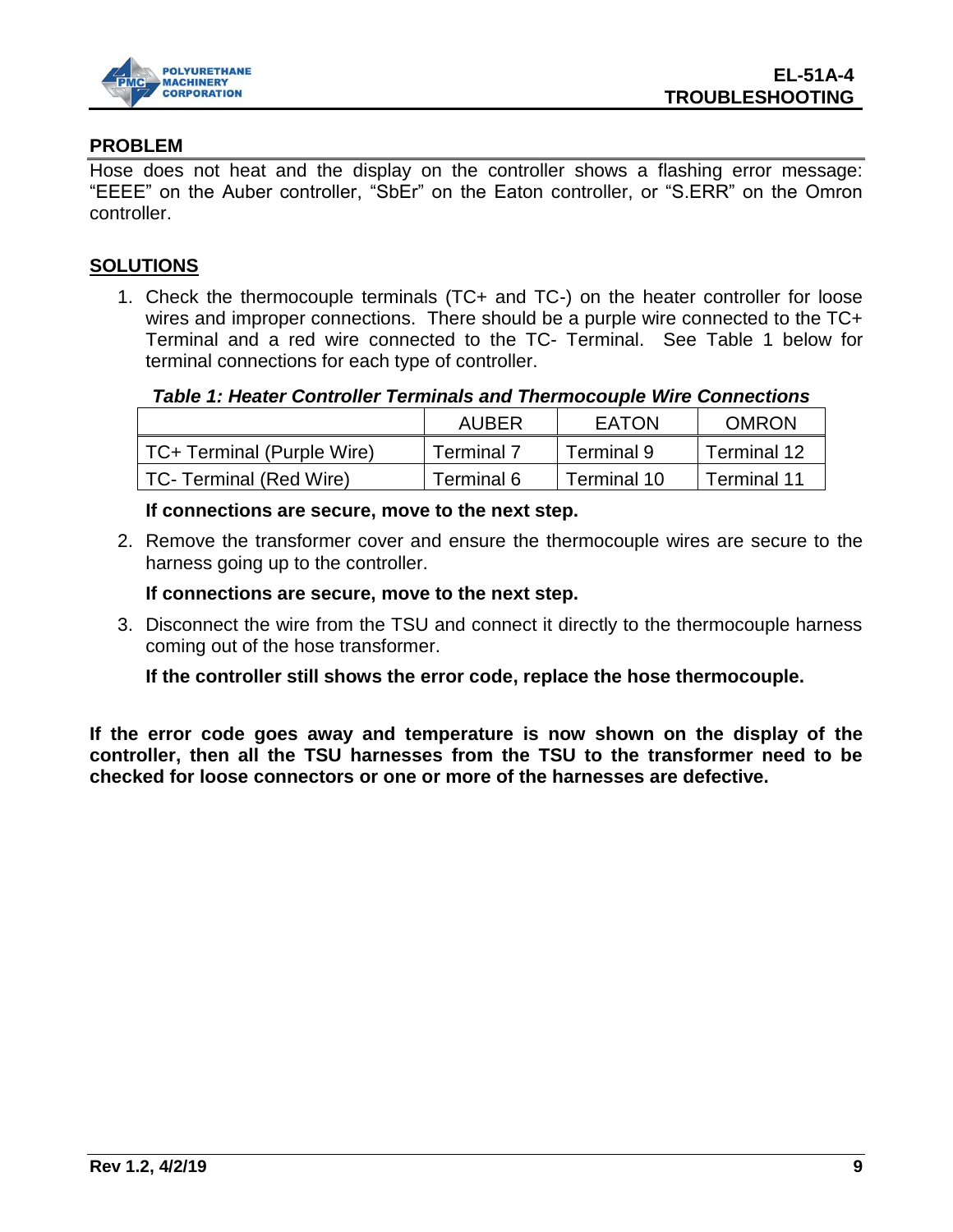## PROBLEM

Hose does not heat and the display on the controller shows a flashing error message: "EEEE" on the Auber controller, "SbEr" on the Eaton controller, or "S.ERR" on the Omron controller.

## SOLUTIONS

1. Check the thermocouple terminals (TC+ and TC-) on the heater controller for loose wires and improper connections. There should be a purple wire connected to the TC+ Terminal and a red wire connected to the TC- Terminal. See Table 1 below for terminal connections for each type of controller.

   ***Table 1: Heater Controller Terminals and Thermocouple Wire Connections***

   | | AUBER | EATON | OMRON |
   |---|---|---|---|
   | TC+ Terminal (Purple Wire) | Terminal 7 | Terminal 9 | Terminal 12 |
   | TC- Terminal (Red Wire) | Terminal 6 | Terminal 10 | Terminal 11 |

   **If connections are secure, move to the next step.**

2. Remove the transformer cover and ensure the thermocouple wires are secure to the harness going up to the controller.

   **If connections are secure, move to the next step.**

3. Disconnect the wire from the TSU and connect it directly to the thermocouple harness coming out of the hose transformer.

   **If the controller still shows the error code, replace the hose thermocouple.**

**If the error code goes away and temperature is now shown on the display of the controller, then all the TSU harnesses from the TSU to the transformer need to be checked for loose connectors or one or more of the harnesses are defective.**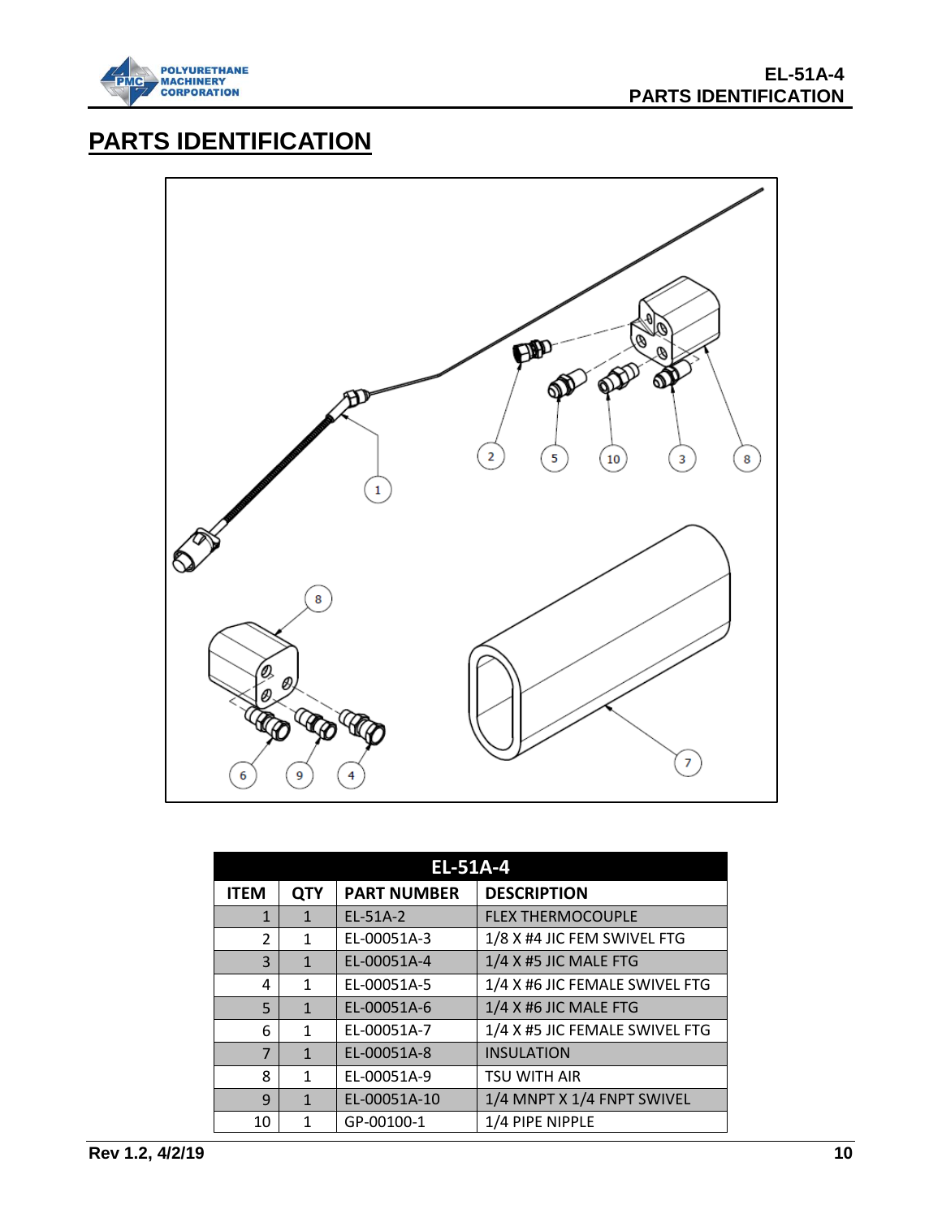# PARTS IDENTIFICATION

| EL-51A-4 | | | |
|---|---|---|---|
| ITEM | QTY | PART NUMBER | DESCRIPTION |
| 1 | 1 | EL-51A-2 | FLEX THERMOCOUPLE |
| 2 | 1 | EL-00051A-3 | 1/8 X #4 JIC FEM SWIVEL FTG |
| 3 | 1 | EL-00051A-4 | 1/4 X #5 JIC MALE FTG |
| 4 | 1 | EL-00051A-5 | 1/4 X #6 JIC FEMALE SWIVEL FTG |
| 5 | 1 | EL-00051A-6 | 1/4 X #6 JIC MALE FTG |
| 6 | 1 | EL-00051A-7 | 1/4 X #5 JIC FEMALE SWIVEL FTG |
| 7 | 1 | EL-00051A-8 | INSULATION |
| 8 | 1 | EL-00051A-9 | TSU WITH AIR |
| 9 | 1 | EL-00051A-10 | 1/4 MNPT X 1/4 FNPT SWIVEL |
| 10 | 1 | GP-00100-1 | 1/4 PIPE NIPPLE |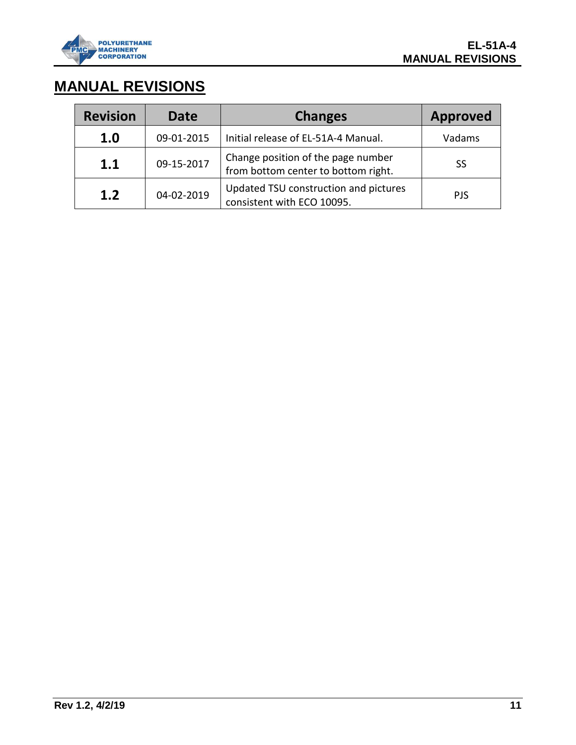# MANUAL REVISIONS

| Revision | Date | Changes | Approved |
| --- | --- | --- | --- |
| **1.0** | 09-01-2015 | Initial release of EL-51A-4 Manual. | Vadams |
| **1.1** | 09-15-2017 | Change position of the page number from bottom center to bottom right. | SS |
| **1.2** | 04-02-2019 | Updated TSU construction and pictures consistent with ECO 10095. | PJS |